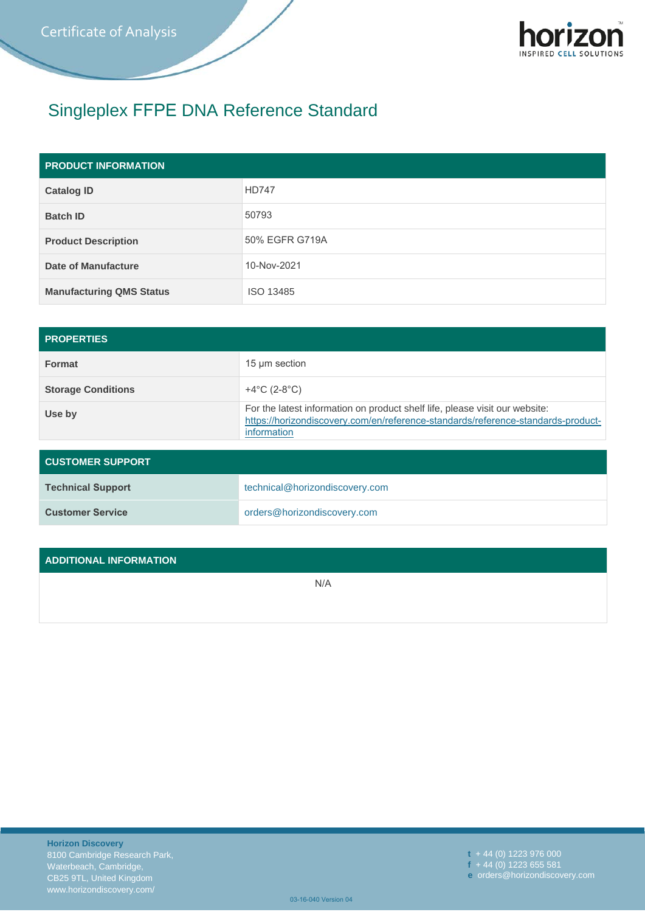Certificate of Analysis

horizon
INSPIRED CELL SOLUTIONS

# Singleplex FFPE DNA Reference Standard

| PRODUCT INFORMATION | |
|---|---|
| **Catalog ID** | HD747 |
| **Batch ID** | 50793 |
| **Product Description** | 50% EGFR G719A |
| **Date of Manufacture** | 10-Nov-2021 |
| **Manufacturing QMS Status** | ISO 13485 |

| PROPERTIES | |
|---|---|
| **Format** | 15 µm section |
| **Storage Conditions** | +4°C (2-8°C) |
| **Use by** | For the latest information on product shelf life, please visit our website: https://horizondiscovery.com/en/reference-standards/reference-standards-product-information |

| CUSTOMER SUPPORT | |
|---|---|
| **Technical Support** | technical@horizondiscovery.com |
| **Customer Service** | orders@horizondiscovery.com |

| ADDITIONAL INFORMATION |
|---|
| N/A |

**Horizon Discovery**
8100 Cambridge Research Park,
Waterbeach, Cambridge,
CB25 9TL, United Kingdom
www.horizondiscovery.com/

**t** + 44 (0) 1223 976 000
**f** + 44 (0) 1223 655 581
**e** orders@horizondiscovery.com

03-16-040 Version 04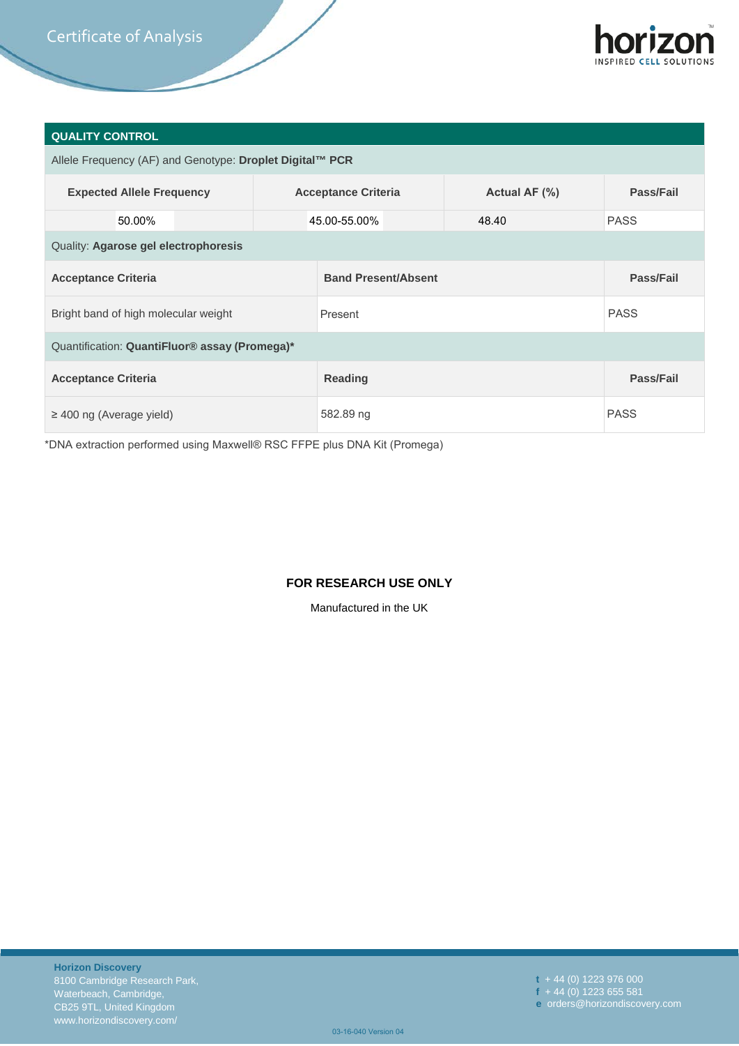## QUALITY CONTROL

Allele Frequency (AF) and Genotype: **Droplet Digital™ PCR**

| Expected Allele Frequency | Acceptance Criteria | Actual AF (%) | Pass/Fail |
|---|---|---|---|
| 50.00% | 45.00-55.00% | 48.40 | PASS |

Quality: **Agarose gel electrophoresis**

| Acceptance Criteria | Band Present/Absent | Pass/Fail |
|---|---|---|
| Bright band of high molecular weight | Present | PASS |

Quantification: **QuantiFluor® assay (Promega)***

| Acceptance Criteria | Reading | Pass/Fail |
|---|---|---|
| ≥ 400 ng (Average yield) | 582.89 ng | PASS |

*DNA extraction performed using Maxwell® RSC FFPE plus DNA Kit (Promega)

**FOR RESEARCH USE ONLY**

Manufactured in the UK

**Horizon Discovery**
8100 Cambridge Research Park,
Waterbeach, Cambridge,
CB25 9TL, United Kingdom
www.horizondiscovery.com/

**t** + 44 (0) 1223 976 000
**f** + 44 (0) 1223 655 581
**e** orders@horizondiscovery.com

03-16-040 Version 04